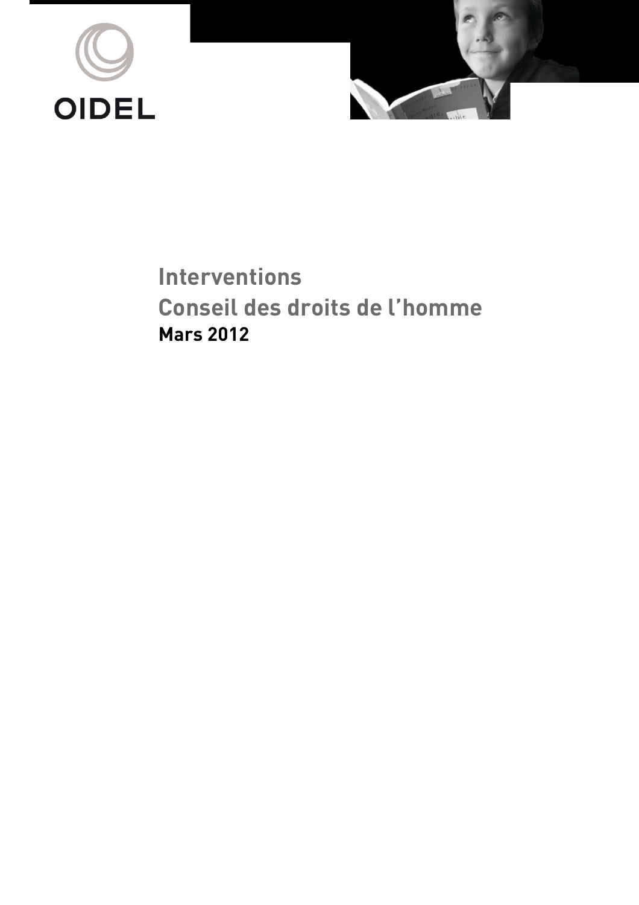OIDEL

# Interventions
# Conseil des droits de l'homme
**Mars 2012**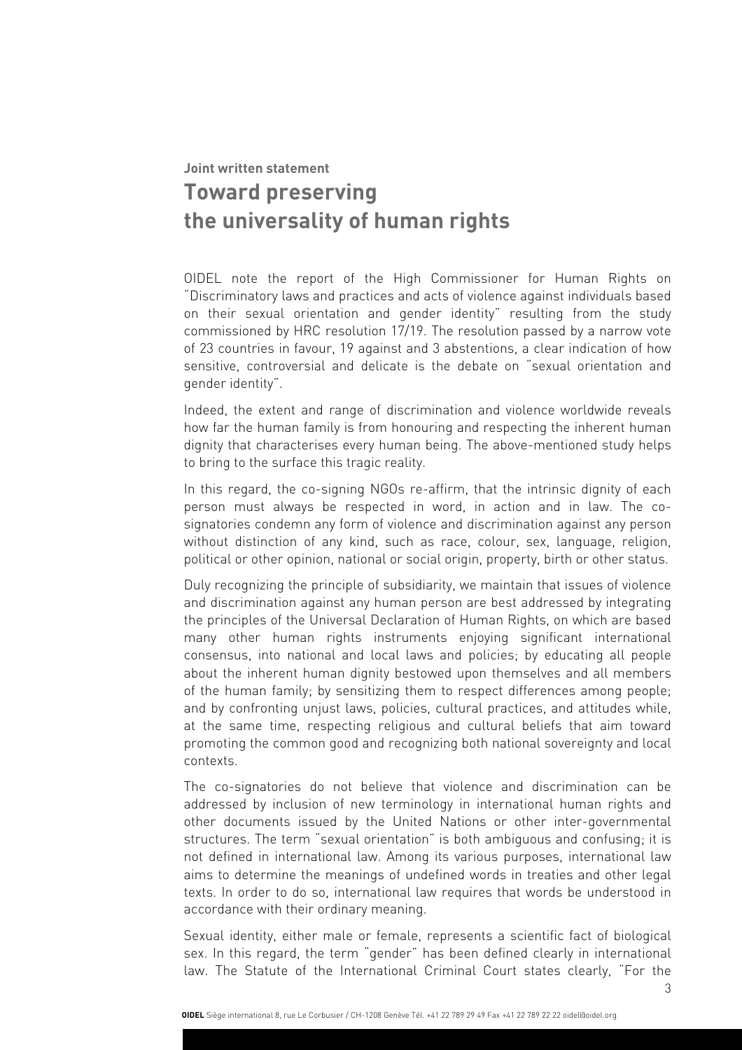**Joint written statement**

# Toward preserving the universality of human rights

OIDEL note the report of the High Commissioner for Human Rights on "Discriminatory laws and practices and acts of violence against individuals based on their sexual orientation and gender identity" resulting from the study commissioned by HRC resolution 17/19. The resolution passed by a narrow vote of 23 countries in favour, 19 against and 3 abstentions, a clear indication of how sensitive, controversial and delicate is the debate on "sexual orientation and gender identity".

Indeed, the extent and range of discrimination and violence worldwide reveals how far the human family is from honouring and respecting the inherent human dignity that characterises every human being. The above-mentioned study helps to bring to the surface this tragic reality.

In this regard, the co-signing NGOs re-affirm, that the intrinsic dignity of each person must always be respected in word, in action and in law. The co-signatories condemn any form of violence and discrimination against any person without distinction of any kind, such as race, colour, sex, language, religion, political or other opinion, national or social origin, property, birth or other status.

Duly recognizing the principle of subsidiarity, we maintain that issues of violence and discrimination against any human person are best addressed by integrating the principles of the Universal Declaration of Human Rights, on which are based many other human rights instruments enjoying significant international consensus, into national and local laws and policies; by educating all people about the inherent human dignity bestowed upon themselves and all members of the human family; by sensitizing them to respect differences among people; and by confronting unjust laws, policies, cultural practices, and attitudes while, at the same time, respecting religious and cultural beliefs that aim toward promoting the common good and recognizing both national sovereignty and local contexts.

The co-signatories do not believe that violence and discrimination can be addressed by inclusion of new terminology in international human rights and other documents issued by the United Nations or other inter-governmental structures. The term "sexual orientation" is both ambiguous and confusing; it is not defined in international law. Among its various purposes, international law aims to determine the meanings of undefined words in treaties and other legal texts. In order to do so, international law requires that words be understood in accordance with their ordinary meaning.

Sexual identity, either male or female, represents a scientific fact of biological sex. In this regard, the term "gender" has been defined clearly in international law. The Statute of the International Criminal Court states clearly, "For the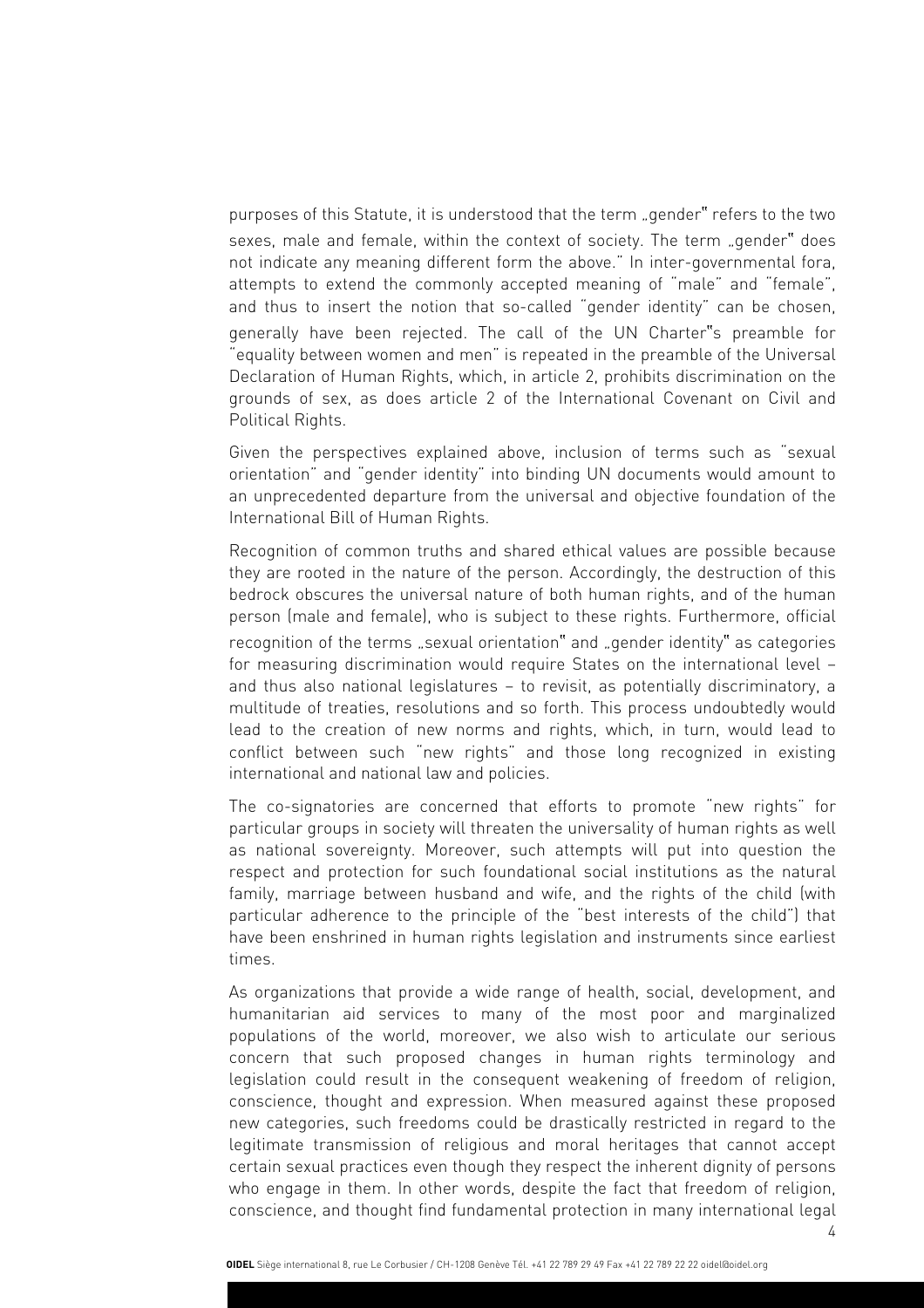purposes of this Statute, it is understood that the term „gender" refers to the two sexes, male and female, within the context of society. The term „gender" does not indicate any meaning different form the above." In inter-governmental fora, attempts to extend the commonly accepted meaning of "male" and "female", and thus to insert the notion that so-called "gender identity" can be chosen, generally have been rejected. The call of the UN Charter"s preamble for "equality between women and men" is repeated in the preamble of the Universal Declaration of Human Rights, which, in article 2, prohibits discrimination on the grounds of sex, as does article 2 of the International Covenant on Civil and Political Rights.

Given the perspectives explained above, inclusion of terms such as "sexual orientation" and "gender identity" into binding UN documents would amount to an unprecedented departure from the universal and objective foundation of the International Bill of Human Rights.

Recognition of common truths and shared ethical values are possible because they are rooted in the nature of the person. Accordingly, the destruction of this bedrock obscures the universal nature of both human rights, and of the human person (male and female), who is subject to these rights. Furthermore, official recognition of the terms „sexual orientation" and „gender identity" as categories for measuring discrimination would require States on the international level – and thus also national legislatures – to revisit, as potentially discriminatory, a multitude of treaties, resolutions and so forth. This process undoubtedly would lead to the creation of new norms and rights, which, in turn, would lead to conflict between such "new rights" and those long recognized in existing international and national law and policies.

The co-signatories are concerned that efforts to promote "new rights" for particular groups in society will threaten the universality of human rights as well as national sovereignty. Moreover, such attempts will put into question the respect and protection for such foundational social institutions as the natural family, marriage between husband and wife, and the rights of the child (with particular adherence to the principle of the "best interests of the child") that have been enshrined in human rights legislation and instruments since earliest times.

As organizations that provide a wide range of health, social, development, and humanitarian aid services to many of the most poor and marginalized populations of the world, moreover, we also wish to articulate our serious concern that such proposed changes in human rights terminology and legislation could result in the consequent weakening of freedom of religion, conscience, thought and expression. When measured against these proposed new categories, such freedoms could be drastically restricted in regard to the legitimate transmission of religious and moral heritages that cannot accept certain sexual practices even though they respect the inherent dignity of persons who engage in them. In other words, despite the fact that freedom of religion, conscience, and thought find fundamental protection in many international legal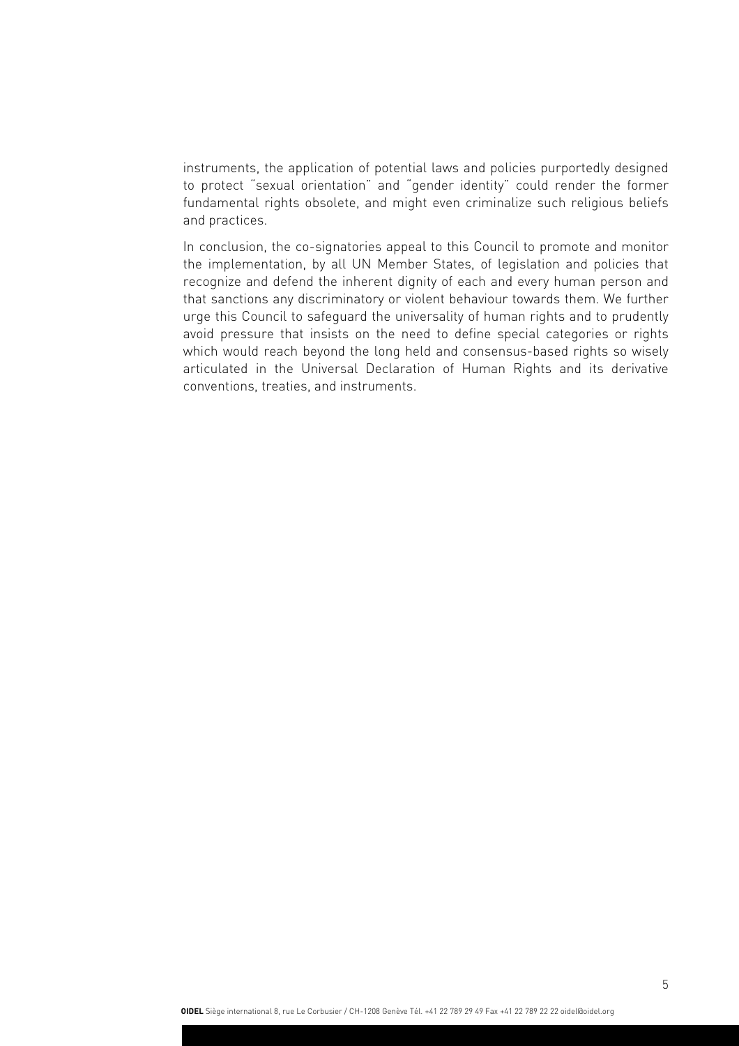instruments, the application of potential laws and policies purportedly designed to protect "sexual orientation" and "gender identity" could render the former fundamental rights obsolete, and might even criminalize such religious beliefs and practices.

In conclusion, the co-signatories appeal to this Council to promote and monitor the implementation, by all UN Member States, of legislation and policies that recognize and defend the inherent dignity of each and every human person and that sanctions any discriminatory or violent behaviour towards them. We further urge this Council to safeguard the universality of human rights and to prudently avoid pressure that insists on the need to define special categories or rights which would reach beyond the long held and consensus-based rights so wisely articulated in the Universal Declaration of Human Rights and its derivative conventions, treaties, and instruments.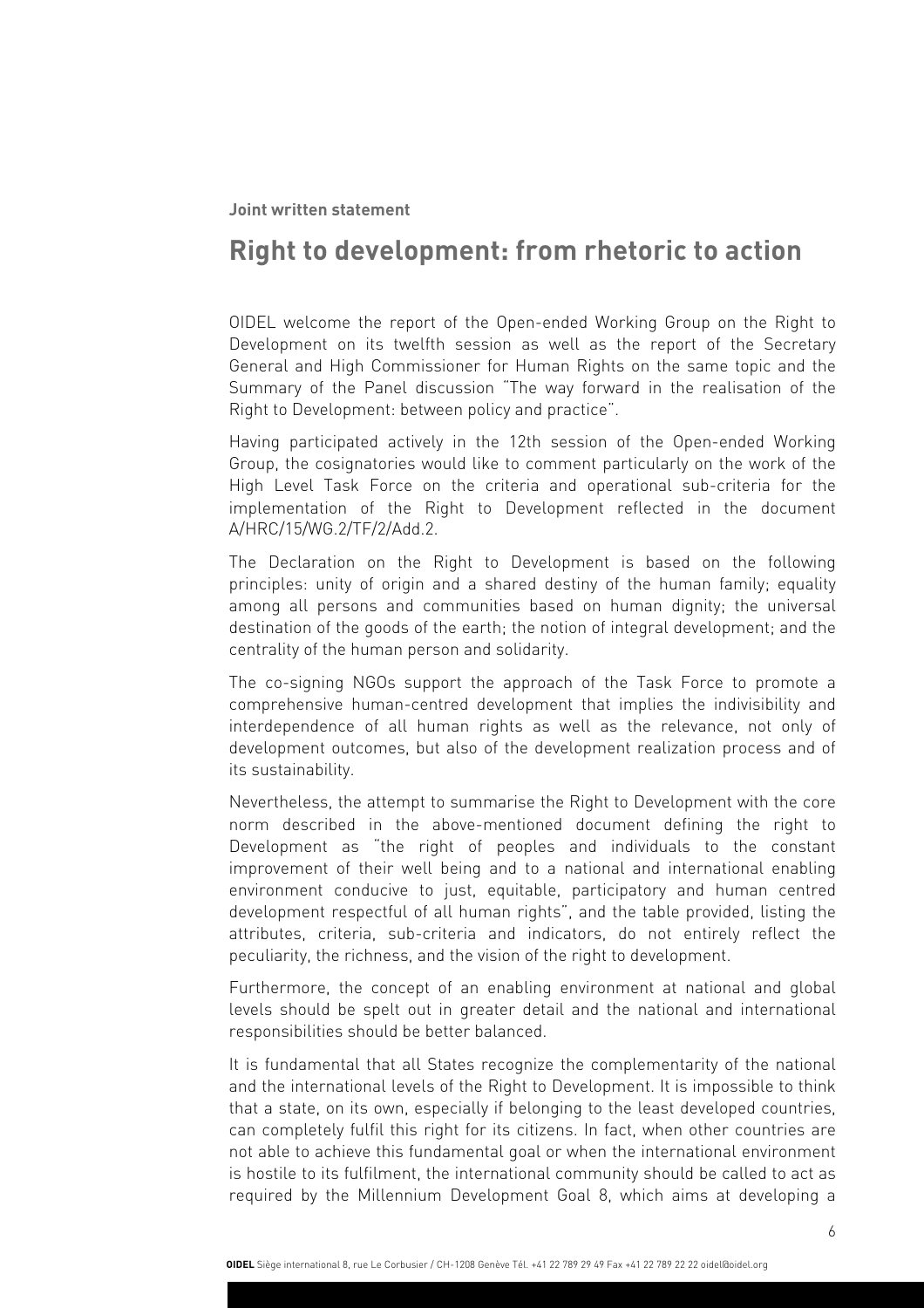**Joint written statement**

# Right to development: from rhetoric to action

OIDEL welcome the report of the Open-ended Working Group on the Right to Development on its twelfth session as well as the report of the Secretary General and High Commissioner for Human Rights on the same topic and the Summary of the Panel discussion "The way forward in the realisation of the Right to Development: between policy and practice".

Having participated actively in the 12th session of the Open-ended Working Group, the cosignatories would like to comment particularly on the work of the High Level Task Force on the criteria and operational sub-criteria for the implementation of the Right to Development reflected in the document A/HRC/15/WG.2/TF/2/Add.2.

The Declaration on the Right to Development is based on the following principles: unity of origin and a shared destiny of the human family; equality among all persons and communities based on human dignity; the universal destination of the goods of the earth; the notion of integral development; and the centrality of the human person and solidarity.

The co-signing NGOs support the approach of the Task Force to promote a comprehensive human-centred development that implies the indivisibility and interdependence of all human rights as well as the relevance, not only of development outcomes, but also of the development realization process and of its sustainability.

Nevertheless, the attempt to summarise the Right to Development with the core norm described in the above-mentioned document defining the right to Development as "the right of peoples and individuals to the constant improvement of their well being and to a national and international enabling environment conducive to just, equitable, participatory and human centred development respectful of all human rights", and the table provided, listing the attributes, criteria, sub-criteria and indicators, do not entirely reflect the peculiarity, the richness, and the vision of the right to development.

Furthermore, the concept of an enabling environment at national and global levels should be spelt out in greater detail and the national and international responsibilities should be better balanced.

It is fundamental that all States recognize the complementarity of the national and the international levels of the Right to Development. It is impossible to think that a state, on its own, especially if belonging to the least developed countries, can completely fulfil this right for its citizens. In fact, when other countries are not able to achieve this fundamental goal or when the international environment is hostile to its fulfilment, the international community should be called to act as required by the Millennium Development Goal 8, which aims at developing a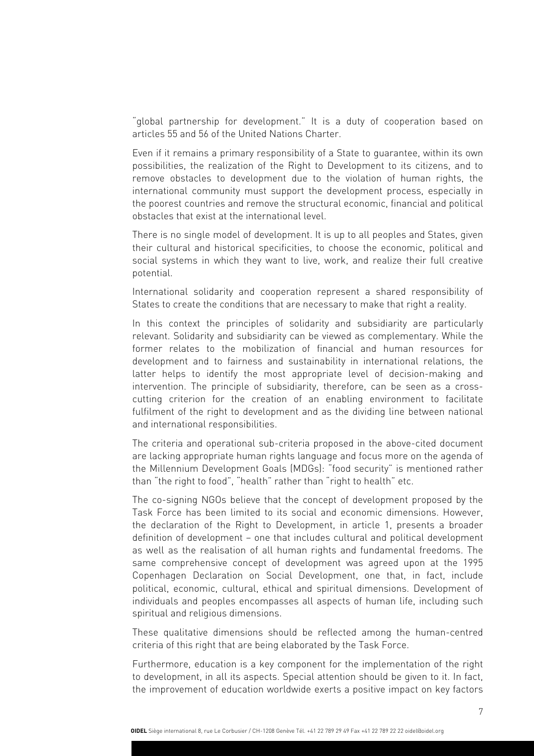"global partnership for development." It is a duty of cooperation based on articles 55 and 56 of the United Nations Charter.

Even if it remains a primary responsibility of a State to guarantee, within its own possibilities, the realization of the Right to Development to its citizens, and to remove obstacles to development due to the violation of human rights, the international community must support the development process, especially in the poorest countries and remove the structural economic, financial and political obstacles that exist at the international level.

There is no single model of development. It is up to all peoples and States, given their cultural and historical specificities, to choose the economic, political and social systems in which they want to live, work, and realize their full creative potential.

International solidarity and cooperation represent a shared responsibility of States to create the conditions that are necessary to make that right a reality.

In this context the principles of solidarity and subsidiarity are particularly relevant. Solidarity and subsidiarity can be viewed as complementary. While the former relates to the mobilization of financial and human resources for development and to fairness and sustainability in international relations, the latter helps to identify the most appropriate level of decision-making and intervention. The principle of subsidiarity, therefore, can be seen as a cross-cutting criterion for the creation of an enabling environment to facilitate fulfilment of the right to development and as the dividing line between national and international responsibilities.

The criteria and operational sub-criteria proposed in the above-cited document are lacking appropriate human rights language and focus more on the agenda of the Millennium Development Goals (MDGs): "food security" is mentioned rather than "the right to food", "health" rather than "right to health" etc.

The co-signing NGOs believe that the concept of development proposed by the Task Force has been limited to its social and economic dimensions. However, the declaration of the Right to Development, in article 1, presents a broader definition of development – one that includes cultural and political development as well as the realisation of all human rights and fundamental freedoms. The same comprehensive concept of development was agreed upon at the 1995 Copenhagen Declaration on Social Development, one that, in fact, include political, economic, cultural, ethical and spiritual dimensions. Development of individuals and peoples encompasses all aspects of human life, including such spiritual and religious dimensions.

These qualitative dimensions should be reflected among the human-centred criteria of this right that are being elaborated by the Task Force.

Furthermore, education is a key component for the implementation of the right to development, in all its aspects. Special attention should be given to it. In fact, the improvement of education worldwide exerts a positive impact on key factors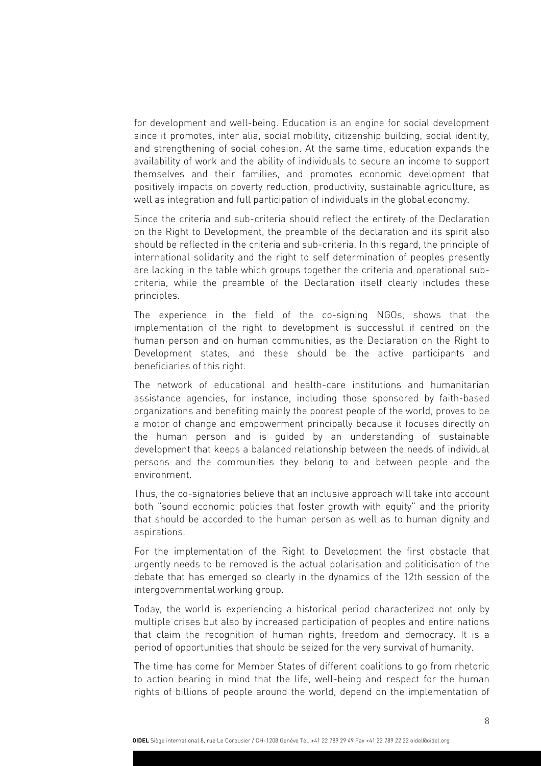for development and well-being. Education is an engine for social development since it promotes, inter alia, social mobility, citizenship building, social identity, and strengthening of social cohesion. At the same time, education expands the availability of work and the ability of individuals to secure an income to support themselves and their families, and promotes economic development that positively impacts on poverty reduction, productivity, sustainable agriculture, as well as integration and full participation of individuals in the global economy.

Since the criteria and sub-criteria should reflect the entirety of the Declaration on the Right to Development, the preamble of the declaration and its spirit also should be reflected in the criteria and sub-criteria. In this regard, the principle of international solidarity and the right to self determination of peoples presently are lacking in the table which groups together the criteria and operational sub-criteria, while the preamble of the Declaration itself clearly includes these principles.

The experience in the field of the co-signing NGOs, shows that the implementation of the right to development is successful if centred on the human person and on human communities, as the Declaration on the Right to Development states, and these should be the active participants and beneficiaries of this right.

The network of educational and health-care institutions and humanitarian assistance agencies, for instance, including those sponsored by faith-based organizations and benefiting mainly the poorest people of the world, proves to be a motor of change and empowerment principally because it focuses directly on the human person and is guided by an understanding of sustainable development that keeps a balanced relationship between the needs of individual persons and the communities they belong to and between people and the environment.

Thus, the co-signatories believe that an inclusive approach will take into account both "sound economic policies that foster growth with equity" and the priority that should be accorded to the human person as well as to human dignity and aspirations.

For the implementation of the Right to Development the first obstacle that urgently needs to be removed is the actual polarisation and politicisation of the debate that has emerged so clearly in the dynamics of the 12th session of the intergovernmental working group.

Today, the world is experiencing a historical period characterized not only by multiple crises but also by increased participation of peoples and entire nations that claim the recognition of human rights, freedom and democracy. It is a period of opportunities that should be seized for the very survival of humanity.

The time has come for Member States of different coalitions to go from rhetoric to action bearing in mind that the life, well-being and respect for the human rights of billions of people around the world, depend on the implementation of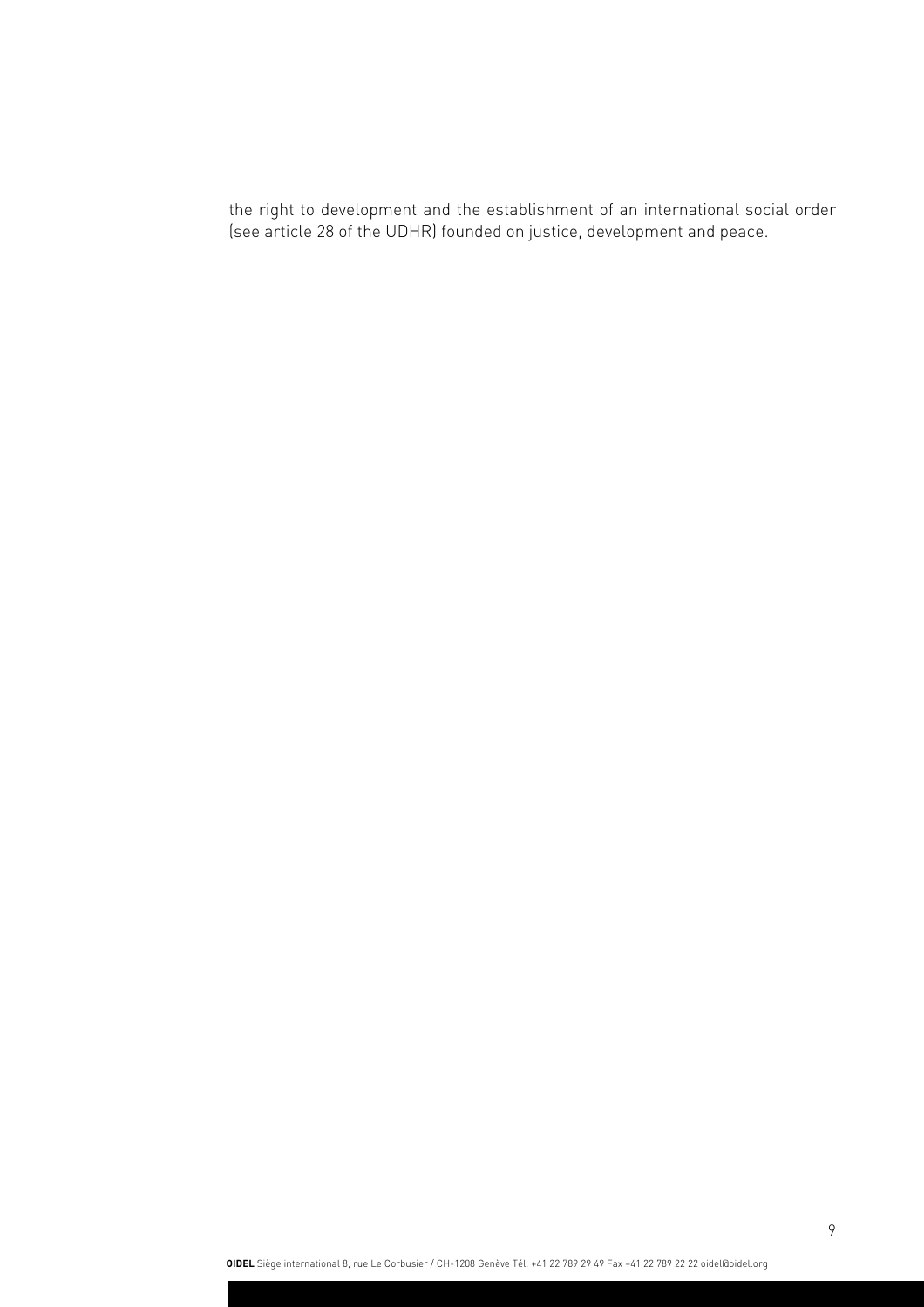the right to development and the establishment of an international social order (see article 28 of the UDHR) founded on justice, development and peace.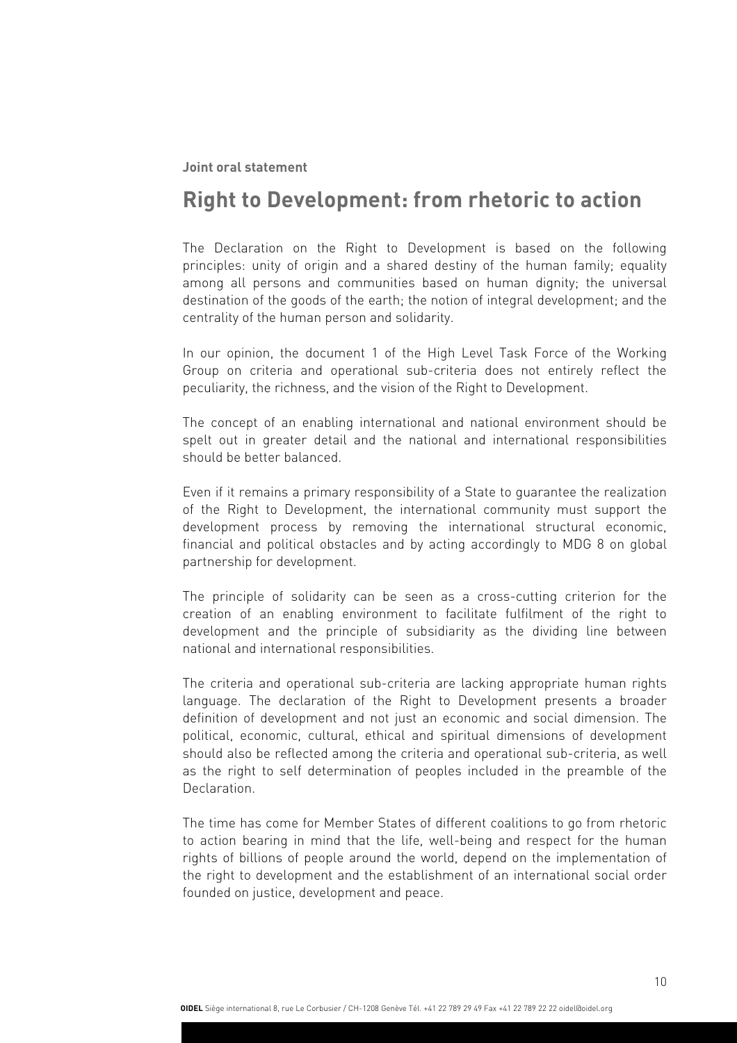**Joint oral statement**

# Right to Development: from rhetoric to action

The Declaration on the Right to Development is based on the following principles: unity of origin and a shared destiny of the human family; equality among all persons and communities based on human dignity; the universal destination of the goods of the earth; the notion of integral development; and the centrality of the human person and solidarity.

In our opinion, the document 1 of the High Level Task Force of the Working Group on criteria and operational sub-criteria does not entirely reflect the peculiarity, the richness, and the vision of the Right to Development.

The concept of an enabling international and national environment should be spelt out in greater detail and the national and international responsibilities should be better balanced.

Even if it remains a primary responsibility of a State to guarantee the realization of the Right to Development, the international community must support the development process by removing the international structural economic, financial and political obstacles and by acting accordingly to MDG 8 on global partnership for development.

The principle of solidarity can be seen as a cross-cutting criterion for the creation of an enabling environment to facilitate fulfilment of the right to development and the principle of subsidiarity as the dividing line between national and international responsibilities.

The criteria and operational sub-criteria are lacking appropriate human rights language. The declaration of the Right to Development presents a broader definition of development and not just an economic and social dimension. The political, economic, cultural, ethical and spiritual dimensions of development should also be reflected among the criteria and operational sub-criteria, as well as the right to self determination of peoples included in the preamble of the Declaration.

The time has come for Member States of different coalitions to go from rhetoric to action bearing in mind that the life, well-being and respect for the human rights of billions of people around the world, depend on the implementation of the right to development and the establishment of an international social order founded on justice, development and peace.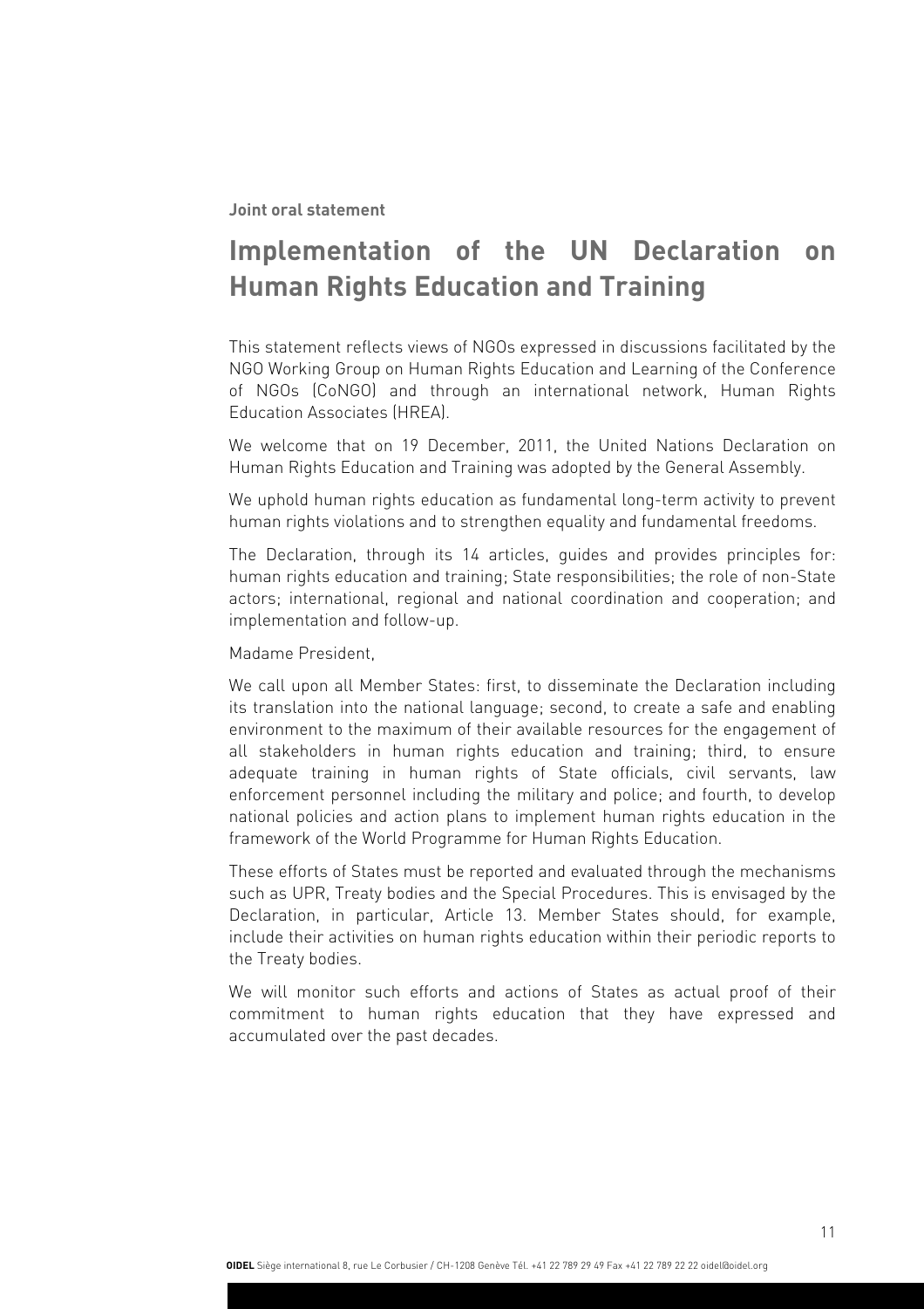**Joint oral statement**

# Implementation of the UN Declaration on Human Rights Education and Training

This statement reflects views of NGOs expressed in discussions facilitated by the NGO Working Group on Human Rights Education and Learning of the Conference of NGOs (CoNGO) and through an international network, Human Rights Education Associates (HREA).

We welcome that on 19 December, 2011, the United Nations Declaration on Human Rights Education and Training was adopted by the General Assembly.

We uphold human rights education as fundamental long-term activity to prevent human rights violations and to strengthen equality and fundamental freedoms.

The Declaration, through its 14 articles, guides and provides principles for: human rights education and training; State responsibilities; the role of non-State actors; international, regional and national coordination and cooperation; and implementation and follow-up.

Madame President,

We call upon all Member States: first, to disseminate the Declaration including its translation into the national language; second, to create a safe and enabling environment to the maximum of their available resources for the engagement of all stakeholders in human rights education and training; third, to ensure adequate training in human rights of State officials, civil servants, law enforcement personnel including the military and police; and fourth, to develop national policies and action plans to implement human rights education in the framework of the World Programme for Human Rights Education.

These efforts of States must be reported and evaluated through the mechanisms such as UPR, Treaty bodies and the Special Procedures. This is envisaged by the Declaration, in particular, Article 13. Member States should, for example, include their activities on human rights education within their periodic reports to the Treaty bodies.

We will monitor such efforts and actions of States as actual proof of their commitment to human rights education that they have expressed and accumulated over the past decades.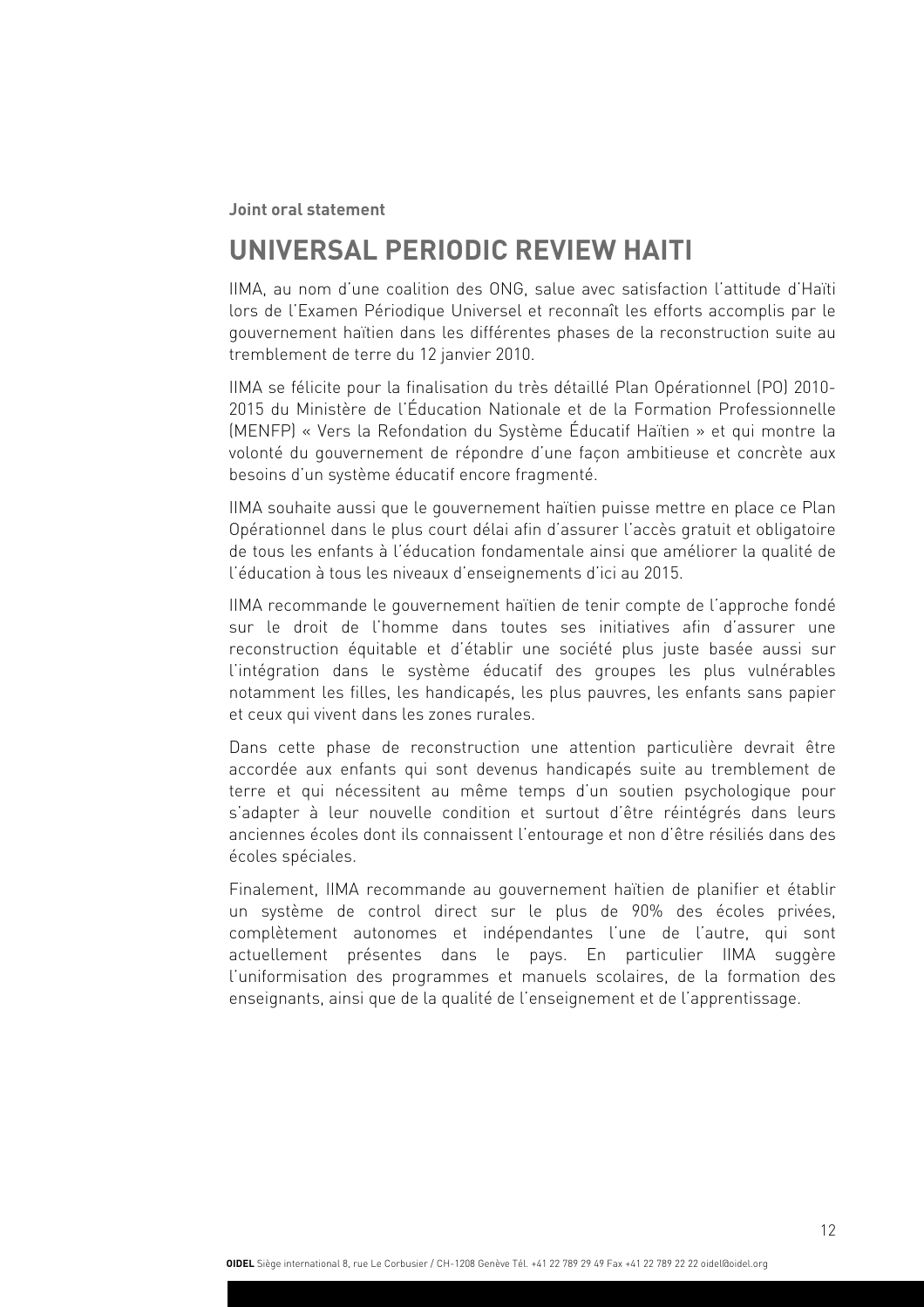**Joint oral statement**

# UNIVERSAL PERIODIC REVIEW HAITI

IIMA, au nom d'une coalition des ONG, salue avec satisfaction l'attitude d'Haïti lors de l'Examen Périodique Universel et reconnaît les efforts accomplis par le gouvernement haïtien dans les différentes phases de la reconstruction suite au tremblement de terre du 12 janvier 2010.

IIMA se félicite pour la finalisation du très détaillé Plan Opérationnel (PO) 2010-2015 du Ministère de l'Éducation Nationale et de la Formation Professionnelle (MENFP) « Vers la Refondation du Système Éducatif Haïtien » et qui montre la volonté du gouvernement de répondre d'une façon ambitieuse et concrète aux besoins d'un système éducatif encore fragmenté.

IIMA souhaite aussi que le gouvernement haïtien puisse mettre en place ce Plan Opérationnel dans le plus court délai afin d'assurer l'accès gratuit et obligatoire de tous les enfants à l'éducation fondamentale ainsi que améliorer la qualité de l'éducation à tous les niveaux d'enseignements d'ici au 2015.

IIMA recommande le gouvernement haïtien de tenir compte de l'approche fondé sur le droit de l'homme dans toutes ses initiatives afin d'assurer une reconstruction équitable et d'établir une société plus juste basée aussi sur l'intégration dans le système éducatif des groupes les plus vulnérables notamment les filles, les handicapés, les plus pauvres, les enfants sans papier et ceux qui vivent dans les zones rurales.

Dans cette phase de reconstruction une attention particulière devrait être accordée aux enfants qui sont devenus handicapés suite au tremblement de terre et qui nécessitent au même temps d'un soutien psychologique pour s'adapter à leur nouvelle condition et surtout d'être réintégrés dans leurs anciennes écoles dont ils connaissent l'entourage et non d'être résiliés dans des écoles spéciales.

Finalement, IIMA recommande au gouvernement haïtien de planifier et établir un système de control direct sur le plus de 90% des écoles privées, complètement autonomes et indépendantes l'une de l'autre, qui sont actuellement présentes dans le pays. En particulier IIMA suggère l'uniformisation des programmes et manuels scolaires, de la formation des enseignants, ainsi que de la qualité de l'enseignement et de l'apprentissage.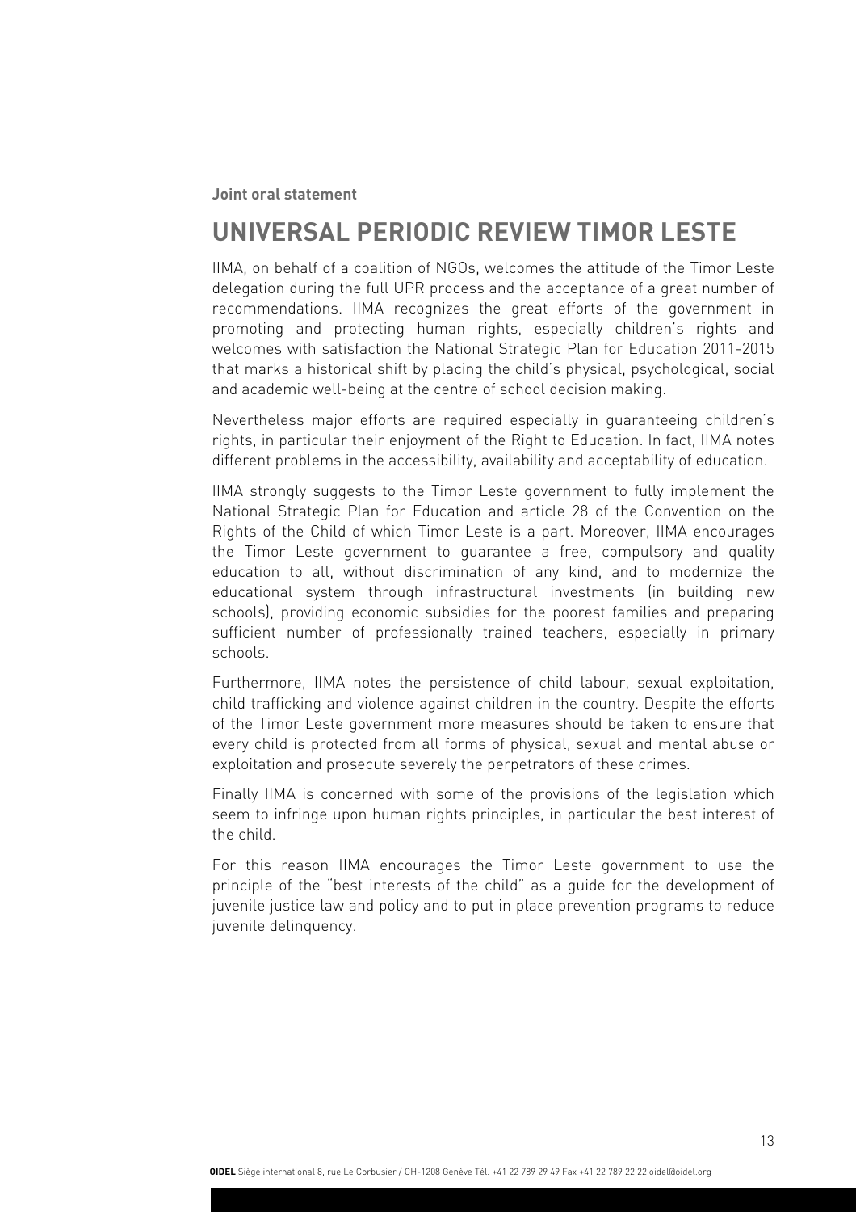**Joint oral statement**

# UNIVERSAL PERIODIC REVIEW TIMOR LESTE

IIMA, on behalf of a coalition of NGOs, welcomes the attitude of the Timor Leste delegation during the full UPR process and the acceptance of a great number of recommendations. IIMA recognizes the great efforts of the government in promoting and protecting human rights, especially children's rights and welcomes with satisfaction the National Strategic Plan for Education 2011-2015 that marks a historical shift by placing the child's physical, psychological, social and academic well-being at the centre of school decision making.

Nevertheless major efforts are required especially in guaranteeing children's rights, in particular their enjoyment of the Right to Education. In fact, IIMA notes different problems in the accessibility, availability and acceptability of education.

IIMA strongly suggests to the Timor Leste government to fully implement the National Strategic Plan for Education and article 28 of the Convention on the Rights of the Child of which Timor Leste is a part. Moreover, IIMA encourages the Timor Leste government to guarantee a free, compulsory and quality education to all, without discrimination of any kind, and to modernize the educational system through infrastructural investments (in building new schools), providing economic subsidies for the poorest families and preparing sufficient number of professionally trained teachers, especially in primary schools.

Furthermore, IIMA notes the persistence of child labour, sexual exploitation, child trafficking and violence against children in the country. Despite the efforts of the Timor Leste government more measures should be taken to ensure that every child is protected from all forms of physical, sexual and mental abuse or exploitation and prosecute severely the perpetrators of these crimes.

Finally IIMA is concerned with some of the provisions of the legislation which seem to infringe upon human rights principles, in particular the best interest of the child.

For this reason IIMA encourages the Timor Leste government to use the principle of the "best interests of the child" as a guide for the development of juvenile justice law and policy and to put in place prevention programs to reduce juvenile delinquency.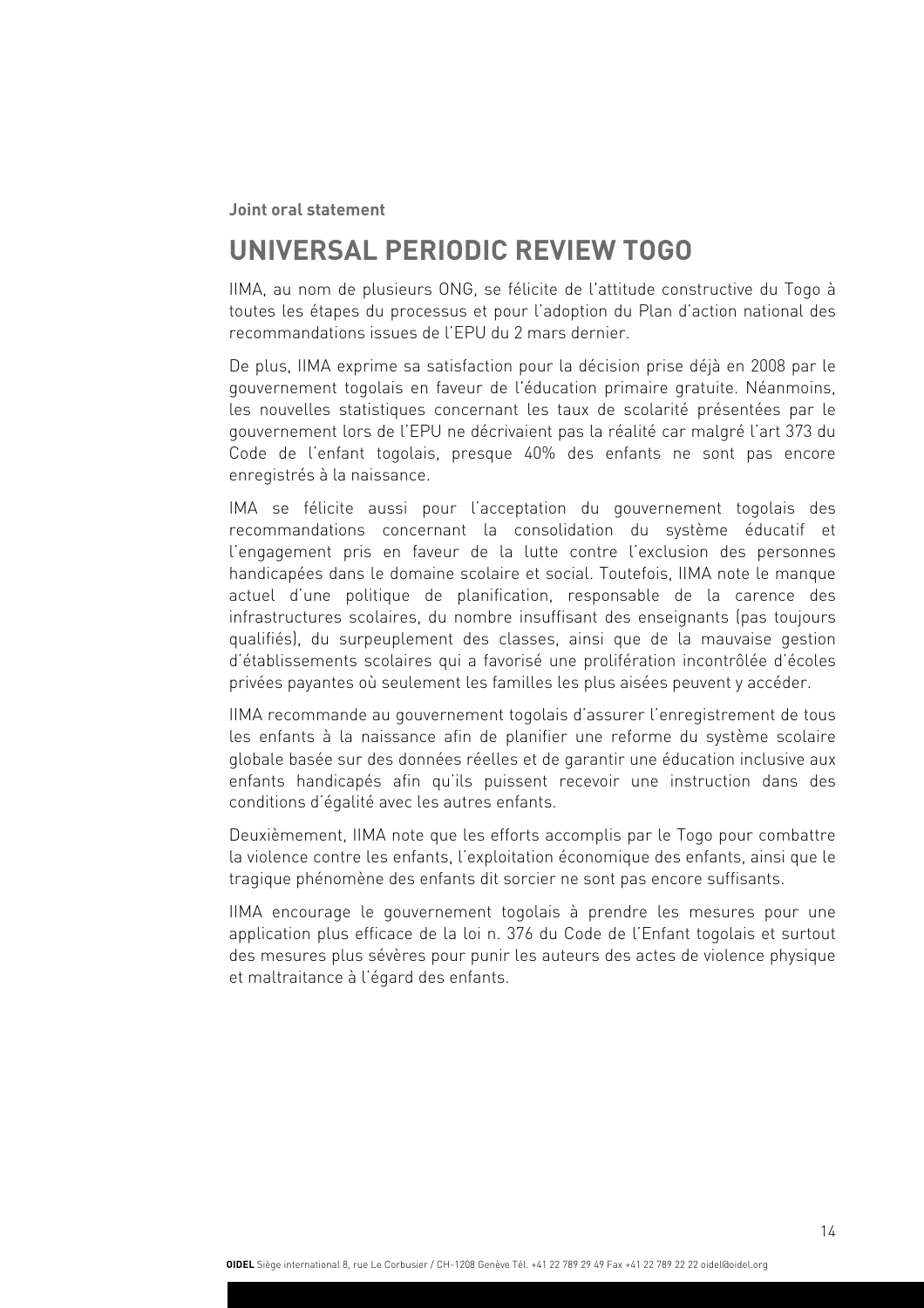**Joint oral statement**

# UNIVERSAL PERIODIC REVIEW TOGO

IIMA, au nom de plusieurs ONG, se félicite de l'attitude constructive du Togo à toutes les étapes du processus et pour l'adoption du Plan d'action national des recommandations issues de l'EPU du 2 mars dernier.

De plus, IIMA exprime sa satisfaction pour la décision prise déjà en 2008 par le gouvernement togolais en faveur de l'éducation primaire gratuite. Néanmoins, les nouvelles statistiques concernant les taux de scolarité présentées par le gouvernement lors de l'EPU ne décrivaient pas la réalité car malgré l'art 373 du Code de l'enfant togolais, presque 40% des enfants ne sont pas encore enregistrés à la naissance.

IMA se félicite aussi pour l'acceptation du gouvernement togolais des recommandations concernant la consolidation du système éducatif et l'engagement pris en faveur de la lutte contre l'exclusion des personnes handicapées dans le domaine scolaire et social. Toutefois, IIMA note le manque actuel d'une politique de planification, responsable de la carence des infrastructures scolaires, du nombre insuffisant des enseignants (pas toujours qualifiés), du surpeuplement des classes, ainsi que de la mauvaise gestion d'établissements scolaires qui a favorisé une prolifération incontrôlée d'écoles privées payantes où seulement les familles les plus aisées peuvent y accéder.

IIMA recommande au gouvernement togolais d'assurer l'enregistrement de tous les enfants à la naissance afin de planifier une reforme du système scolaire globale basée sur des données réelles et de garantir une éducation inclusive aux enfants handicapés afin qu'ils puissent recevoir une instruction dans des conditions d'égalité avec les autres enfants.

Deuxièmement, IIMA note que les efforts accomplis par le Togo pour combattre la violence contre les enfants, l'exploitation économique des enfants, ainsi que le tragique phénomène des enfants dit sorcier ne sont pas encore suffisants.

IIMA encourage le gouvernement togolais à prendre les mesures pour une application plus efficace de la loi n. 376 du Code de l'Enfant togolais et surtout des mesures plus sévères pour punir les auteurs des actes de violence physique et maltraitance à l'égard des enfants.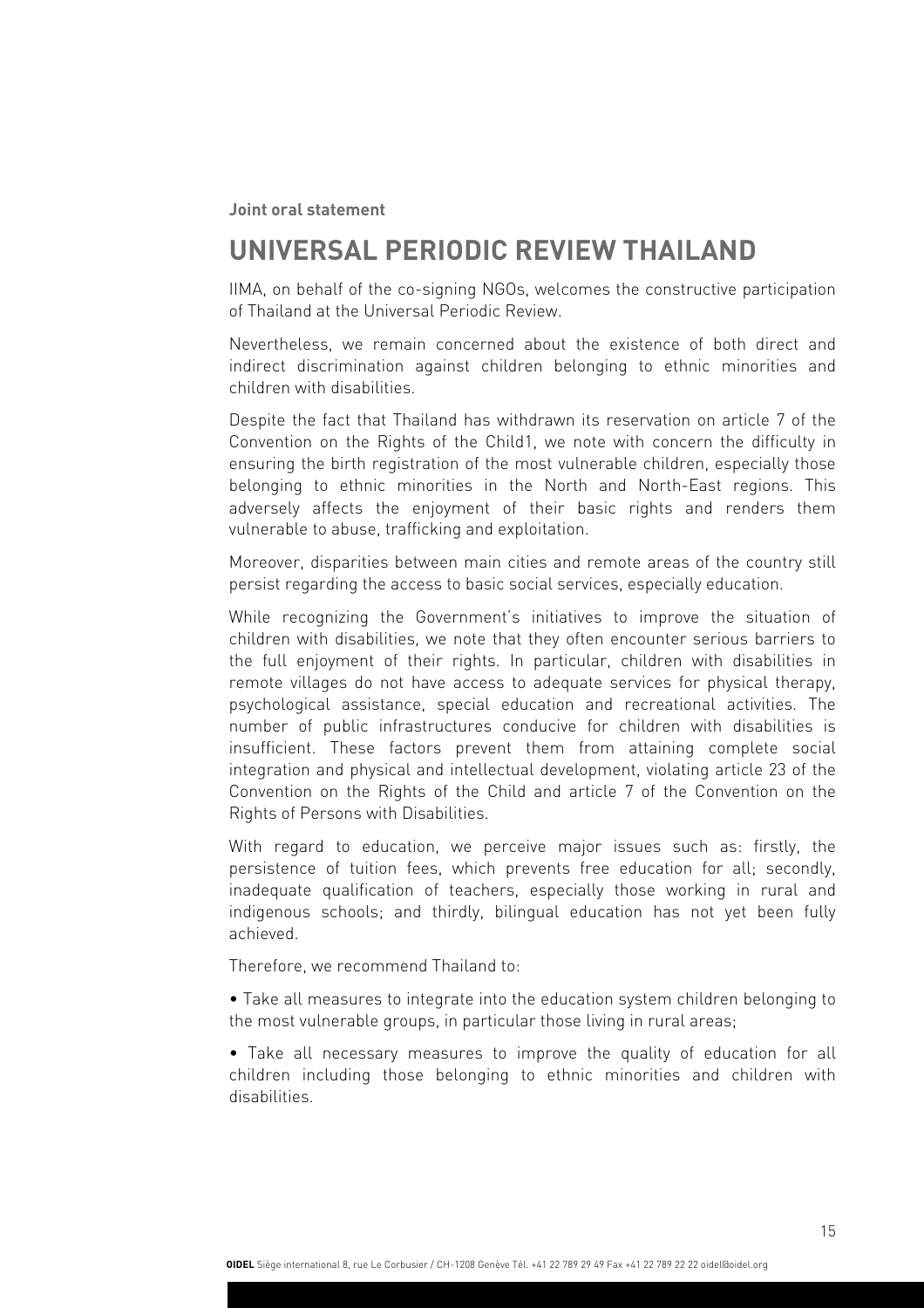**Joint oral statement**

# UNIVERSAL PERIODIC REVIEW THAILAND

IIMA, on behalf of the co-signing NGOs, welcomes the constructive participation of Thailand at the Universal Periodic Review.

Nevertheless, we remain concerned about the existence of both direct and indirect discrimination against children belonging to ethnic minorities and children with disabilities.

Despite the fact that Thailand has withdrawn its reservation on article 7 of the Convention on the Rights of the Child[1], we note with concern the difficulty in ensuring the birth registration of the most vulnerable children, especially those belonging to ethnic minorities in the North and North-East regions. This adversely affects the enjoyment of their basic rights and renders them vulnerable to abuse, trafficking and exploitation.

Moreover, disparities between main cities and remote areas of the country still persist regarding the access to basic social services, especially education.

While recognizing the Government's initiatives to improve the situation of children with disabilities, we note that they often encounter serious barriers to the full enjoyment of their rights. In particular, children with disabilities in remote villages do not have access to adequate services for physical therapy, psychological assistance, special education and recreational activities. The number of public infrastructures conducive for children with disabilities is insufficient. These factors prevent them from attaining complete social integration and physical and intellectual development, violating article 23 of the Convention on the Rights of the Child and article 7 of the Convention on the Rights of Persons with Disabilities.

With regard to education, we perceive major issues such as: firstly, the persistence of tuition fees, which prevents free education for all; secondly, inadequate qualification of teachers, especially those working in rural and indigenous schools; and thirdly, bilingual education has not yet been fully achieved.

Therefore, we recommend Thailand to:

- Take all measures to integrate into the education system children belonging to the most vulnerable groups, in particular those living in rural areas;
- Take all necessary measures to improve the quality of education for all children including those belonging to ethnic minorities and children with disabilities.

**OIDEL** Siège international 8, rue Le Corbusier / CH-1208 Genève Tél. +41 22 789 29 49 Fax +41 22 789 22 22 oidel@oidel.org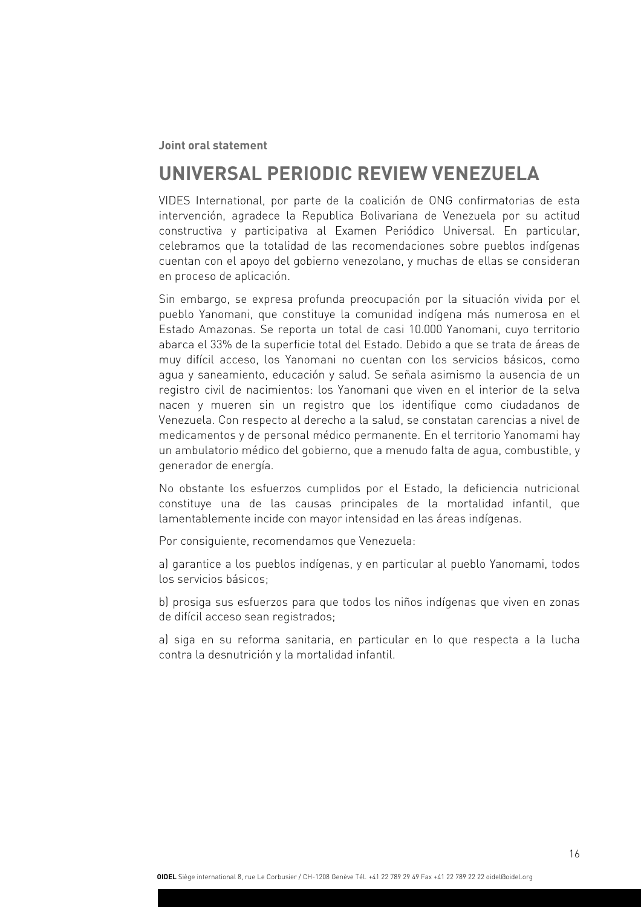**Joint oral statement**

# UNIVERSAL PERIODIC REVIEW VENEZUELA

VIDES International, por parte de la coalición de ONG confirmatorias de esta intervención, agradece la Republica Bolivariana de Venezuela por su actitud constructiva y participativa al Examen Periódico Universal. En particular, celebramos que la totalidad de las recomendaciones sobre pueblos indígenas cuentan con el apoyo del gobierno venezolano, y muchas de ellas se consideran en proceso de aplicación.

Sin embargo, se expresa profunda preocupación por la situación vivida por el pueblo Yanomani, que constituye la comunidad indígena más numerosa en el Estado Amazonas. Se reporta un total de casi 10.000 Yanomani, cuyo territorio abarca el 33% de la superficie total del Estado. Debido a que se trata de áreas de muy difícil acceso, los Yanomani no cuentan con los servicios básicos, como agua y saneamiento, educación y salud. Se señala asimismo la ausencia de un registro civil de nacimientos: los Yanomani que viven en el interior de la selva nacen y mueren sin un registro que los identifique como ciudadanos de Venezuela. Con respecto al derecho a la salud, se constatan carencias a nivel de medicamentos y de personal médico permanente. En el territorio Yanomami hay un ambulatorio médico del gobierno, que a menudo falta de agua, combustible, y generador de energía.

No obstante los esfuerzos cumplidos por el Estado, la deficiencia nutricional constituye una de las causas principales de la mortalidad infantil, que lamentablemente incide con mayor intensidad en las áreas indígenas.

Por consiguiente, recomendamos que Venezuela:

a) garantice a los pueblos indígenas, y en particular al pueblo Yanomami, todos los servicios básicos;

b) prosiga sus esfuerzos para que todos los niños indígenas que viven en zonas de difícil acceso sean registrados;

a) siga en su reforma sanitaria, en particular en lo que respecta a la lucha contra la desnutrición y la mortalidad infantil.